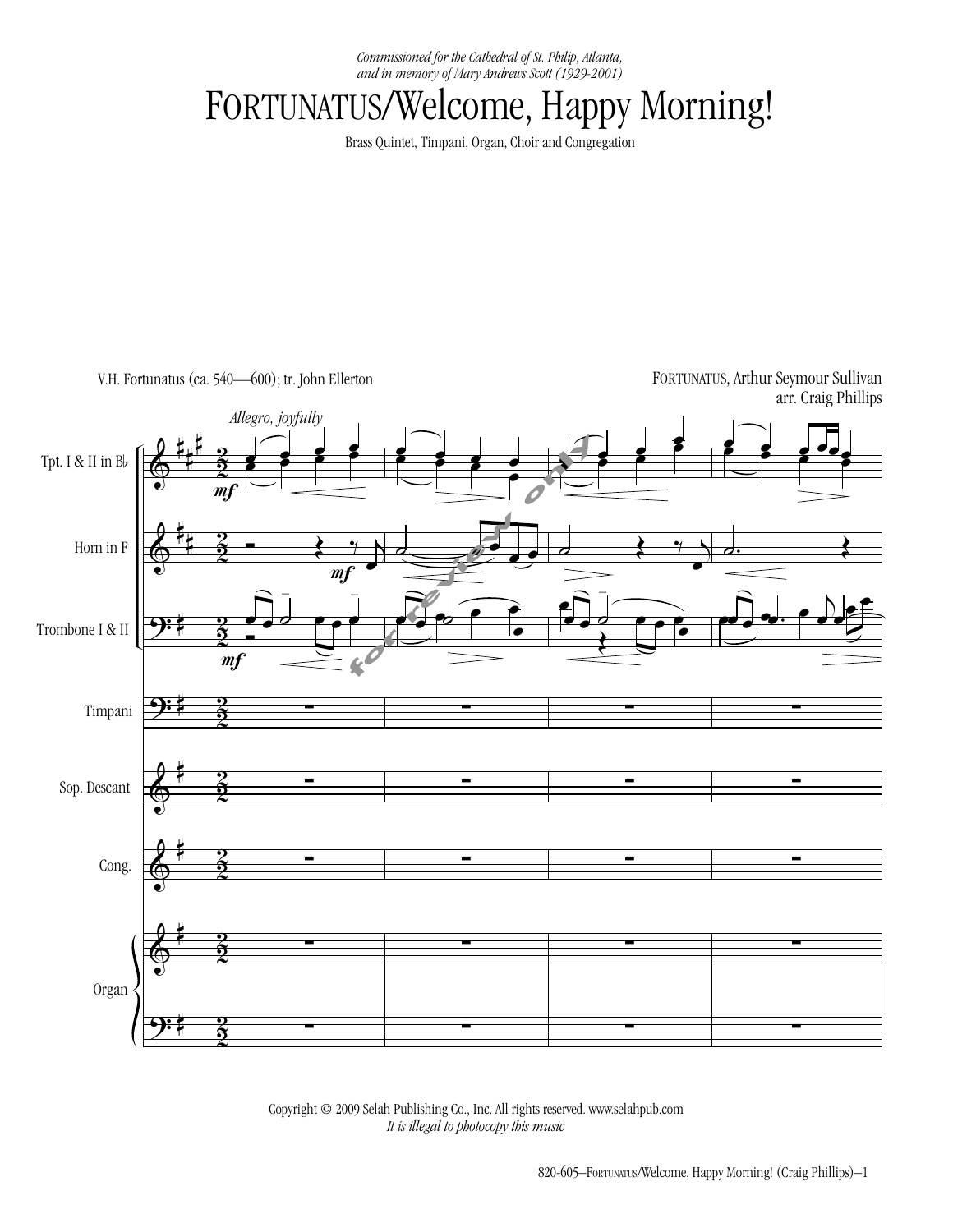*Commissioned for the Cathedral of St. Philip, Atlanta, and in memory of Mary Andrews Scott (1929-2001)*

# FORTUNATUS/Welcome, Happy Morning!

Brass Quintet, Timpani, Organ, Choir and Congregation

V.H. Fortunatus (ca. 540—600); tr. John Ellerton

FORTUNATUS, Arthur Seymour Sullivan
arr. Craig Phillips

*Allegro, joyfully*

Tpt. I & II in B♭

Horn in F

Trombone I & II

Timpani

Sop. Descant

Cong.

Organ

Copyright © 2009 Selah Publishing Co., Inc. All rights reserved. www.selahpub.com
*It is illegal to photocopy this music*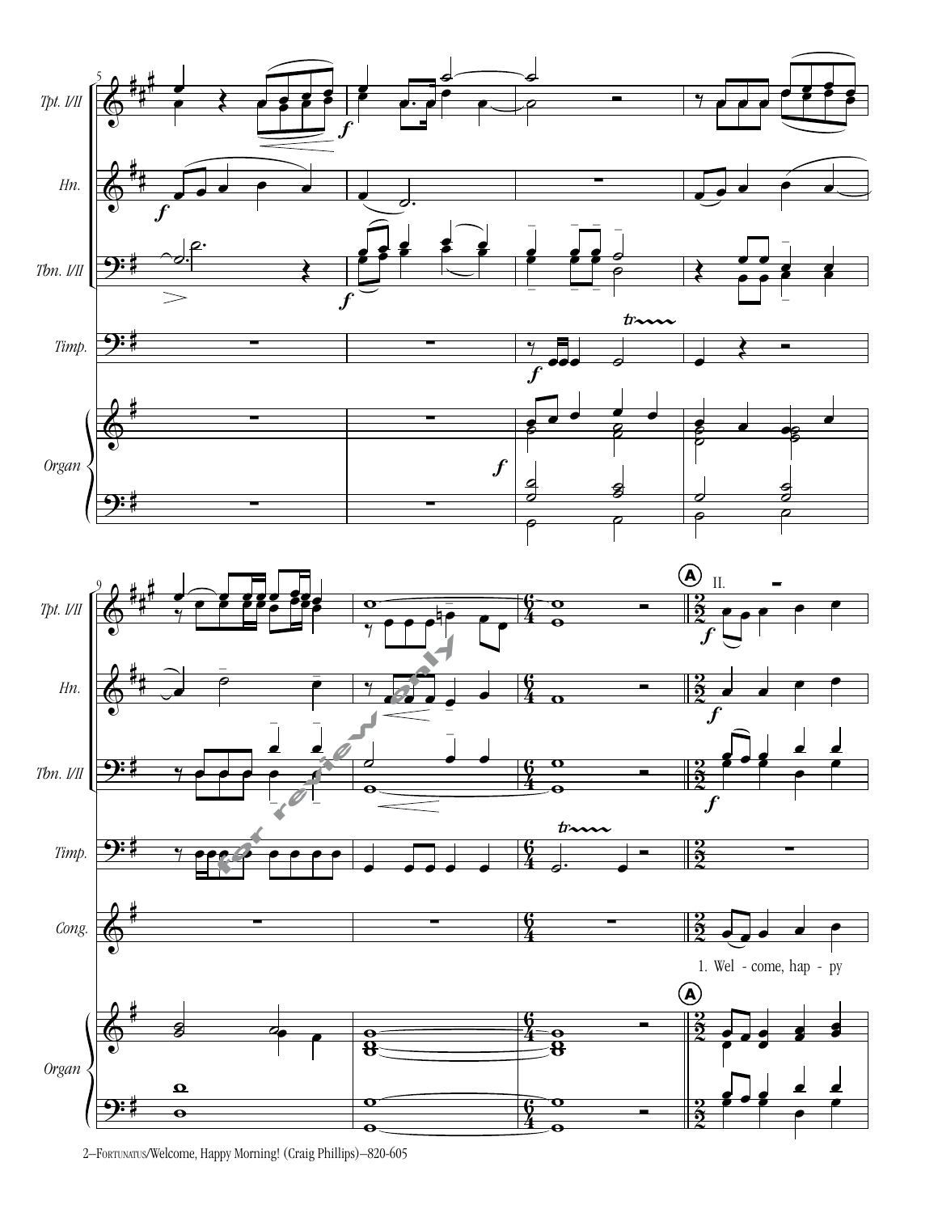Tpt. I/II

Hn.

Tbn. I/II

Timp.

Organ

Cong.

1. Wel - come, hap - py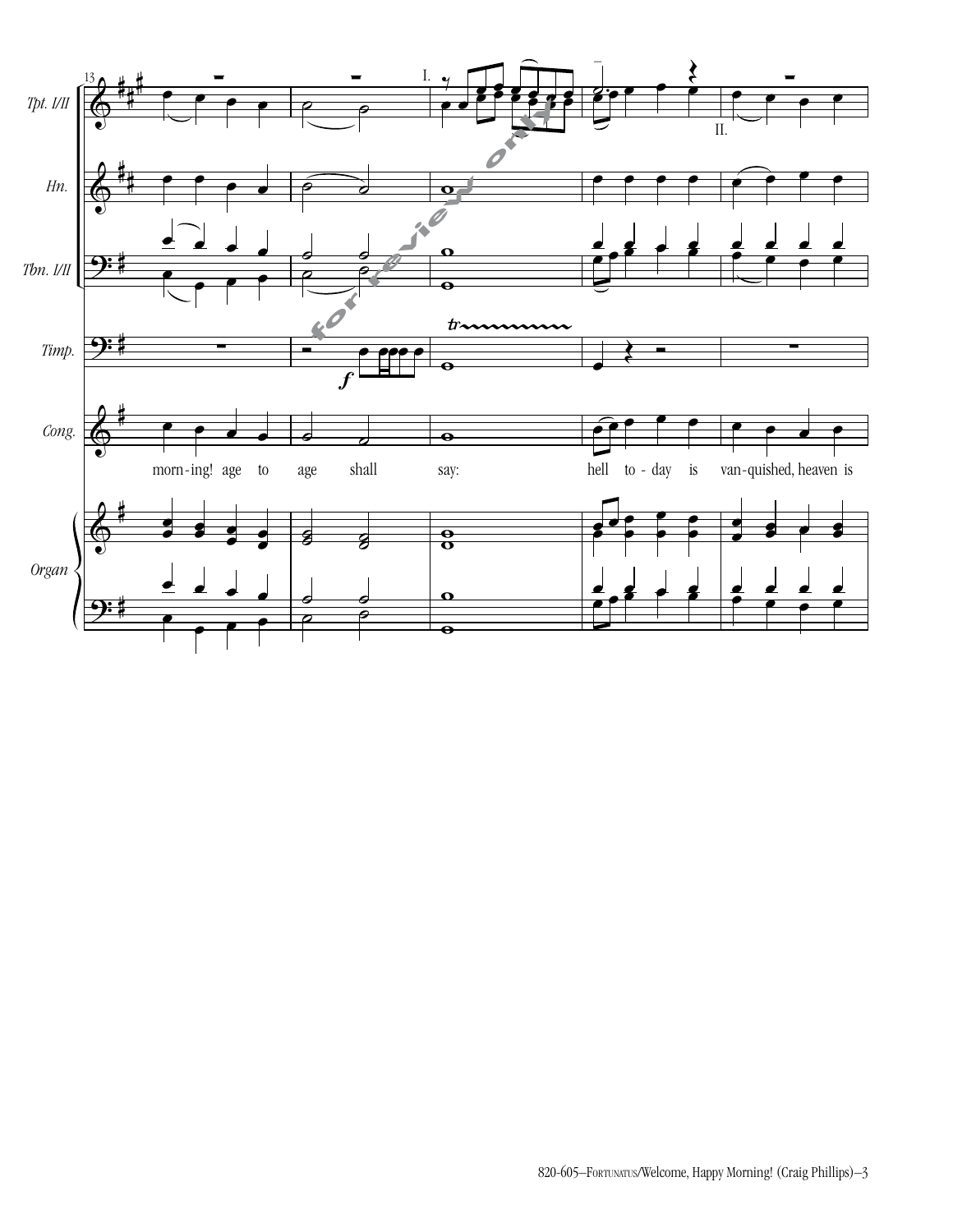morn-ing! age to age shall say: hell to-day is van-quished, heaven is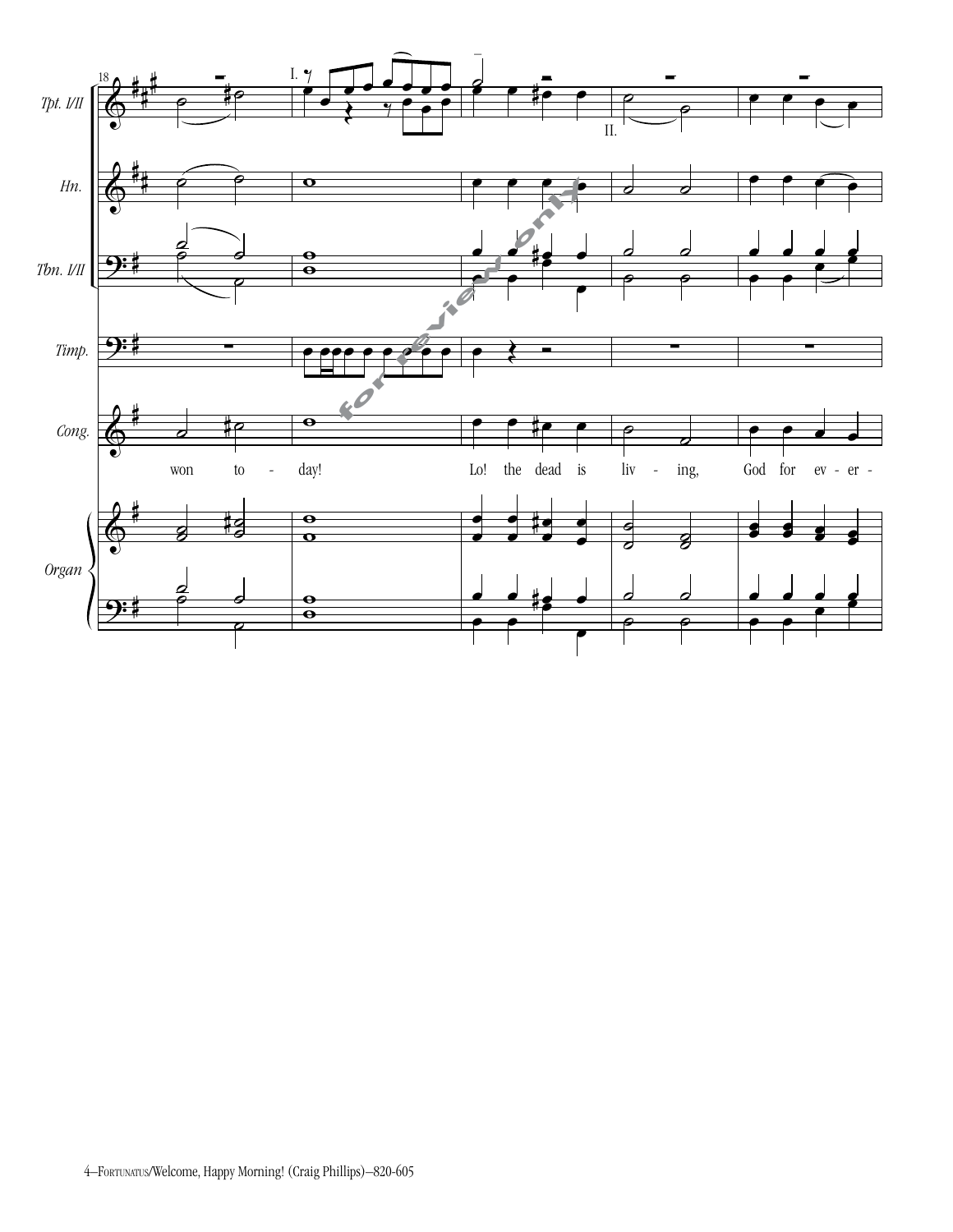won to - day! Lo! the dead is liv - ing, God for ev - er -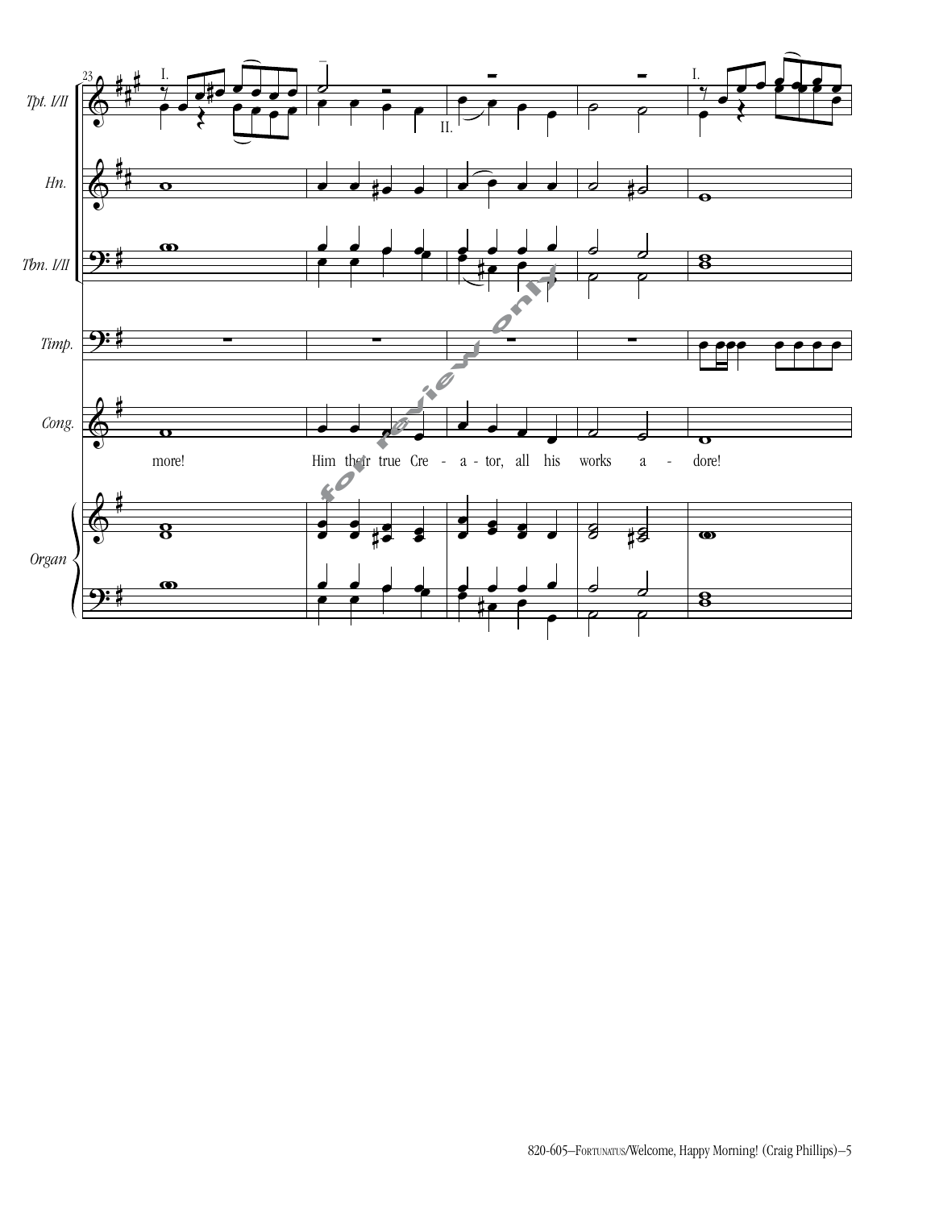23

Tpt. I/II

Hn.

Tbn. I/II

Timp.

Cong.

more! Him their true Cre - a - tor, all his works a - dore!

Organ